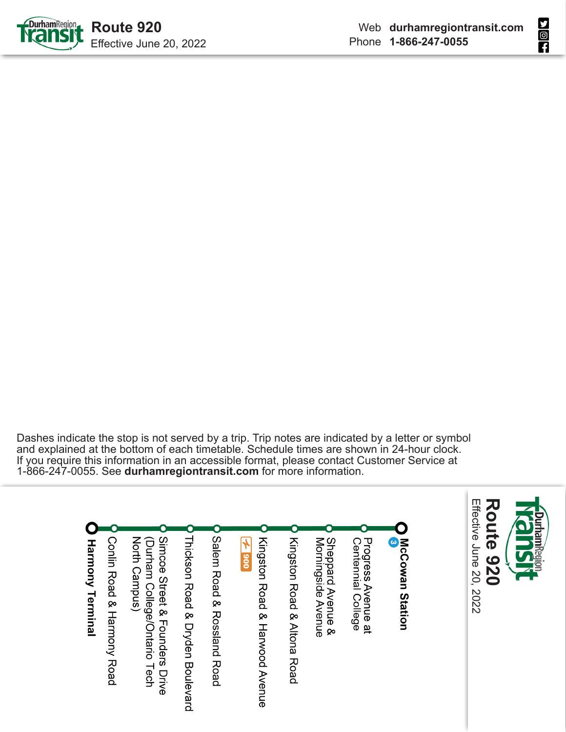# Route 920

Effective June 20, 2022

Web **durhamregiontransit.com**
Phone **1-866-247-0055**

Dashes indicate the stop is not served by a trip. Trip notes are indicated by a letter or symbol and explained at the bottom of each timetable. Schedule times are shown in 24-hour clock. If you require this information in an accessible format, please contact Customer Service at 1-866-247-0055. See **durhamregiontransit.com** for more information.

## Route 920

Effective June 20, 2022

- **McCowan Station** (3)
- Progress Avenue at Centennial College
- Sheppard Avenue & Morningside Avenue
- Kingston Road & Altona Road
- Kingston Road & Harwood Avenue (900)
- Salem Road & Rossland Road
- Thickson Road & Dryden Boulevard
- Simcoe Street & Founders Drive (Durham College/Ontario Tech North Campus)
- Conlin Road & Harmony Road
- **Harmony Terminal**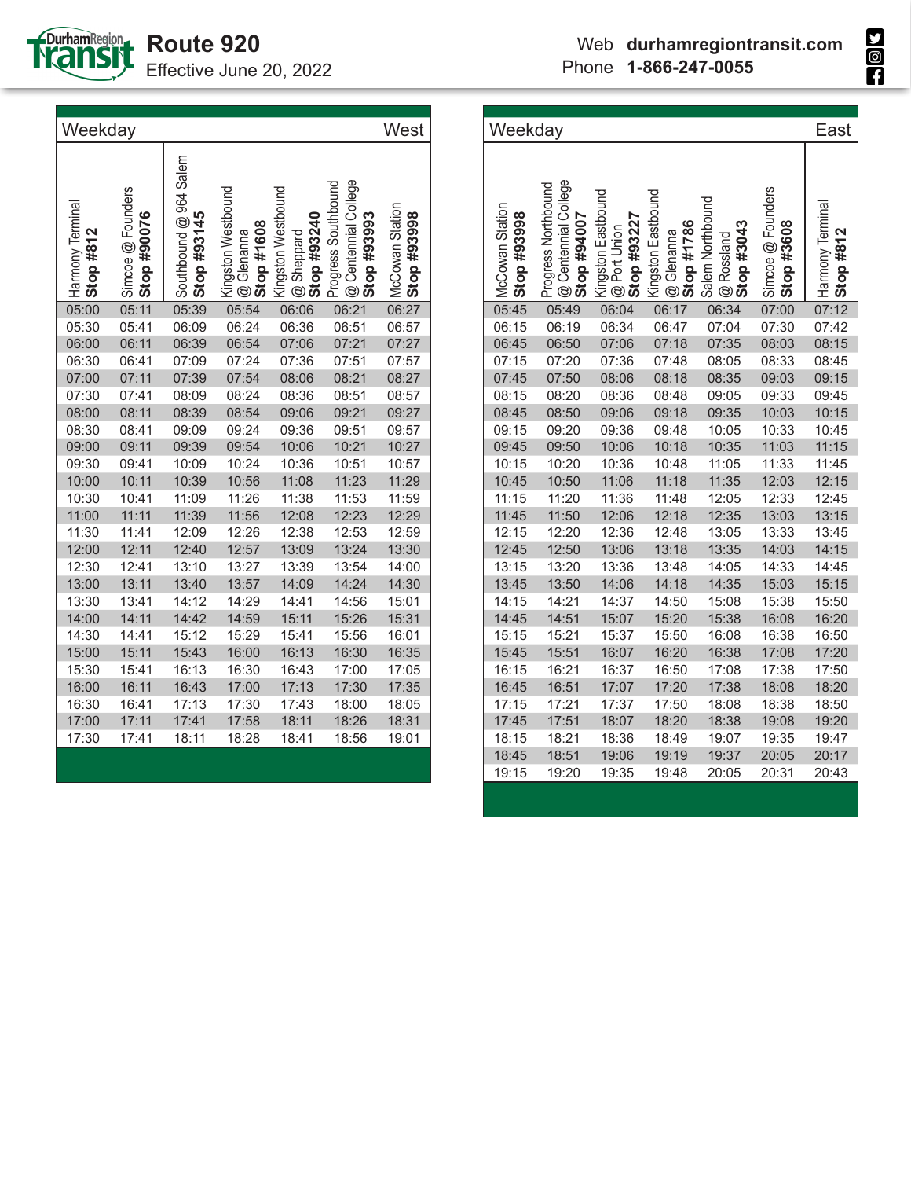# Route 920

Effective June 20, 2022

Web **durhamregiontransit.com**
Phone **1-866-247-0055**

## Weekday — West

| Harmony Terminal **Stop #812** | Simcoe @ Founders **Stop #90076** | Southbound @ 964 Salem **Stop #93145** | Kingston Westbound @ Glenanna **Stop #1608** | Kingston Westbound @ Sheppard **Stop #93240** | Progress Southbound @ Centennial College **Stop #93993** | McCowan Station **Stop #93998** |
|---|---|---|---|---|---|---|
| 05:00 | 05:11 | 05:39 | 05:54 | 06:06 | 06:21 | 06:27 |
| 05:30 | 05:41 | 06:09 | 06:24 | 06:36 | 06:51 | 06:57 |
| 06:00 | 06:11 | 06:39 | 06:54 | 07:06 | 07:21 | 07:27 |
| 06:30 | 06:41 | 07:09 | 07:24 | 07:36 | 07:51 | 07:57 |
| 07:00 | 07:11 | 07:39 | 07:54 | 08:06 | 08:21 | 08:27 |
| 07:30 | 07:41 | 08:09 | 08:24 | 08:36 | 08:51 | 08:57 |
| 08:00 | 08:11 | 08:39 | 08:54 | 09:06 | 09:21 | 09:27 |
| 08:30 | 08:41 | 09:09 | 09:24 | 09:36 | 09:51 | 09:57 |
| 09:00 | 09:11 | 09:39 | 09:54 | 10:06 | 10:21 | 10:27 |
| 09:30 | 09:41 | 10:09 | 10:24 | 10:36 | 10:51 | 10:57 |
| 10:00 | 10:11 | 10:39 | 10:56 | 11:08 | 11:23 | 11:29 |
| 10:30 | 10:41 | 11:09 | 11:26 | 11:38 | 11:53 | 11:59 |
| 11:00 | 11:11 | 11:39 | 11:56 | 12:08 | 12:23 | 12:29 |
| 11:30 | 11:41 | 12:09 | 12:26 | 12:38 | 12:53 | 12:59 |
| 12:00 | 12:11 | 12:40 | 12:57 | 13:09 | 13:24 | 13:30 |
| 12:30 | 12:41 | 13:10 | 13:27 | 13:39 | 13:54 | 14:00 |
| 13:00 | 13:11 | 13:40 | 13:57 | 14:09 | 14:24 | 14:30 |
| 13:30 | 13:41 | 14:12 | 14:29 | 14:41 | 14:56 | 15:01 |
| 14:00 | 14:11 | 14:42 | 14:59 | 15:11 | 15:26 | 15:31 |
| 14:30 | 14:41 | 15:12 | 15:29 | 15:41 | 15:56 | 16:01 |
| 15:00 | 15:11 | 15:43 | 16:00 | 16:13 | 16:30 | 16:35 |
| 15:30 | 15:41 | 16:13 | 16:30 | 16:43 | 17:00 | 17:05 |
| 16:00 | 16:11 | 16:43 | 17:00 | 17:13 | 17:30 | 17:35 |
| 16:30 | 16:41 | 17:13 | 17:30 | 17:43 | 18:00 | 18:05 |
| 17:00 | 17:11 | 17:41 | 17:58 | 18:11 | 18:26 | 18:31 |
| 17:30 | 17:41 | 18:11 | 18:28 | 18:41 | 18:56 | 19:01 |

## Weekday — East

| McCowan Station **Stop #93998** | Progress Northbound @ Centennial College **Stop #94007** | Kingston Eastbound @ Port Union **Stop #93227** | Kingston Eastbound @ Glenanna **Stop #1786** | Salem Northbound @ Rossland **Stop #3043** | Simcoe @ Founders **Stop #3608** | Harmony Terminal **Stop #812** |
|---|---|---|---|---|---|---|
| 05:45 | 05:49 | 06:04 | 06:17 | 06:34 | 07:00 | 07:12 |
| 06:15 | 06:19 | 06:34 | 06:47 | 07:04 | 07:30 | 07:42 |
| 06:45 | 06:50 | 07:06 | 07:18 | 07:35 | 08:03 | 08:15 |
| 07:15 | 07:20 | 07:36 | 07:48 | 08:05 | 08:33 | 08:45 |
| 07:45 | 07:50 | 08:06 | 08:18 | 08:35 | 09:03 | 09:15 |
| 08:15 | 08:20 | 08:36 | 08:48 | 09:05 | 09:33 | 09:45 |
| 08:45 | 08:50 | 09:06 | 09:18 | 09:35 | 10:03 | 10:15 |
| 09:15 | 09:20 | 09:36 | 09:48 | 10:05 | 10:33 | 10:45 |
| 09:45 | 09:50 | 10:06 | 10:18 | 10:35 | 11:03 | 11:15 |
| 10:15 | 10:20 | 10:36 | 10:48 | 11:05 | 11:33 | 11:45 |
| 10:45 | 10:50 | 11:06 | 11:18 | 11:35 | 12:03 | 12:15 |
| 11:15 | 11:20 | 11:36 | 11:48 | 12:05 | 12:33 | 12:45 |
| 11:45 | 11:50 | 12:06 | 12:18 | 12:35 | 13:03 | 13:15 |
| 12:15 | 12:20 | 12:36 | 12:48 | 13:05 | 13:33 | 13:45 |
| 12:45 | 12:50 | 13:06 | 13:18 | 13:35 | 14:03 | 14:15 |
| 13:15 | 13:20 | 13:36 | 13:48 | 14:05 | 14:33 | 14:45 |
| 13:45 | 13:50 | 14:06 | 14:18 | 14:35 | 15:03 | 15:15 |
| 14:15 | 14:21 | 14:37 | 14:50 | 15:08 | 15:38 | 15:50 |
| 14:45 | 14:51 | 15:07 | 15:20 | 15:38 | 16:08 | 16:20 |
| 15:15 | 15:21 | 15:37 | 15:50 | 16:08 | 16:38 | 16:50 |
| 15:45 | 15:51 | 16:07 | 16:20 | 16:38 | 17:08 | 17:20 |
| 16:15 | 16:21 | 16:37 | 16:50 | 17:08 | 17:38 | 17:50 |
| 16:45 | 16:51 | 17:07 | 17:20 | 17:38 | 18:08 | 18:20 |
| 17:15 | 17:21 | 17:37 | 17:50 | 18:08 | 18:38 | 18:50 |
| 17:45 | 17:51 | 18:07 | 18:20 | 18:38 | 19:08 | 19:20 |
| 18:15 | 18:21 | 18:36 | 18:49 | 19:07 | 19:35 | 19:47 |
| 18:45 | 18:51 | 19:06 | 19:19 | 19:37 | 20:05 | 20:17 |
| 19:15 | 19:20 | 19:35 | 19:48 | 20:05 | 20:31 | 20:43 |